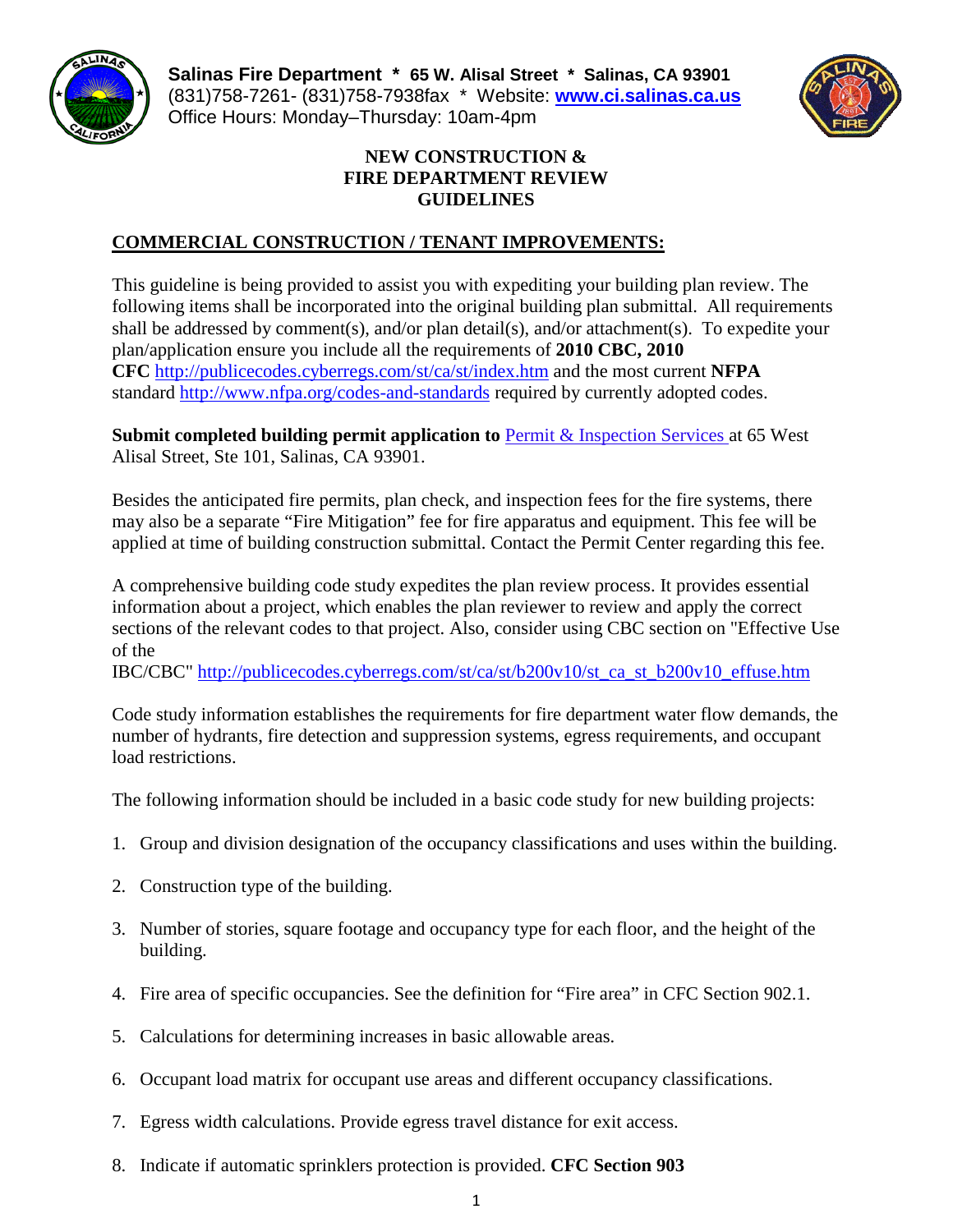**Salinas Fire Department * 65 W. Alisal Street * Salinas, CA 93901**
(831)758-7261- (831)758-7938fax * Website: **[www.ci.salinas.ca.us](http://www.ci.salinas.ca.us)**
Office Hours: Monday–Thursday: 10am-4pm

# NEW CONSTRUCTION & FIRE DEPARTMENT REVIEW GUIDELINES

## COMMERCIAL CONSTRUCTION / TENANT IMPROVEMENTS:

This guideline is being provided to assist you with expediting your building plan review. The following items shall be incorporated into the original building plan submittal. All requirements shall be addressed by comment(s), and/or plan detail(s), and/or attachment(s). To expedite your plan/application ensure you include all the requirements of **2010 CBC, 2010 CFC** http://publicecodes.cyberregs.com/st/ca/st/index.htm and the most current **NFPA** standard http://www.nfpa.org/codes-and-standards required by currently adopted codes.

**Submit completed building permit application to** Permit & Inspection Services at 65 West Alisal Street, Ste 101, Salinas, CA 93901.

Besides the anticipated fire permits, plan check, and inspection fees for the fire systems, there may also be a separate "Fire Mitigation" fee for fire apparatus and equipment. This fee will be applied at time of building construction submittal. Contact the Permit Center regarding this fee.

A comprehensive building code study expedites the plan review process. It provides essential information about a project, which enables the plan reviewer to review and apply the correct sections of the relevant codes to that project. Also, consider using CBC section on "Effective Use of the IBC/CBC" http://publicecodes.cyberregs.com/st/ca/st/b200v10/st_ca_st_b200v10_effuse.htm

Code study information establishes the requirements for fire department water flow demands, the number of hydrants, fire detection and suppression systems, egress requirements, and occupant load restrictions.

The following information should be included in a basic code study for new building projects:

1. Group and division designation of the occupancy classifications and uses within the building.
2. Construction type of the building.
3. Number of stories, square footage and occupancy type for each floor, and the height of the building.
4. Fire area of specific occupancies. See the definition for "Fire area" in CFC Section 902.1.
5. Calculations for determining increases in basic allowable areas.
6. Occupant load matrix for occupant use areas and different occupancy classifications.
7. Egress width calculations. Provide egress travel distance for exit access.
8. Indicate if automatic sprinklers protection is provided. **CFC Section 903**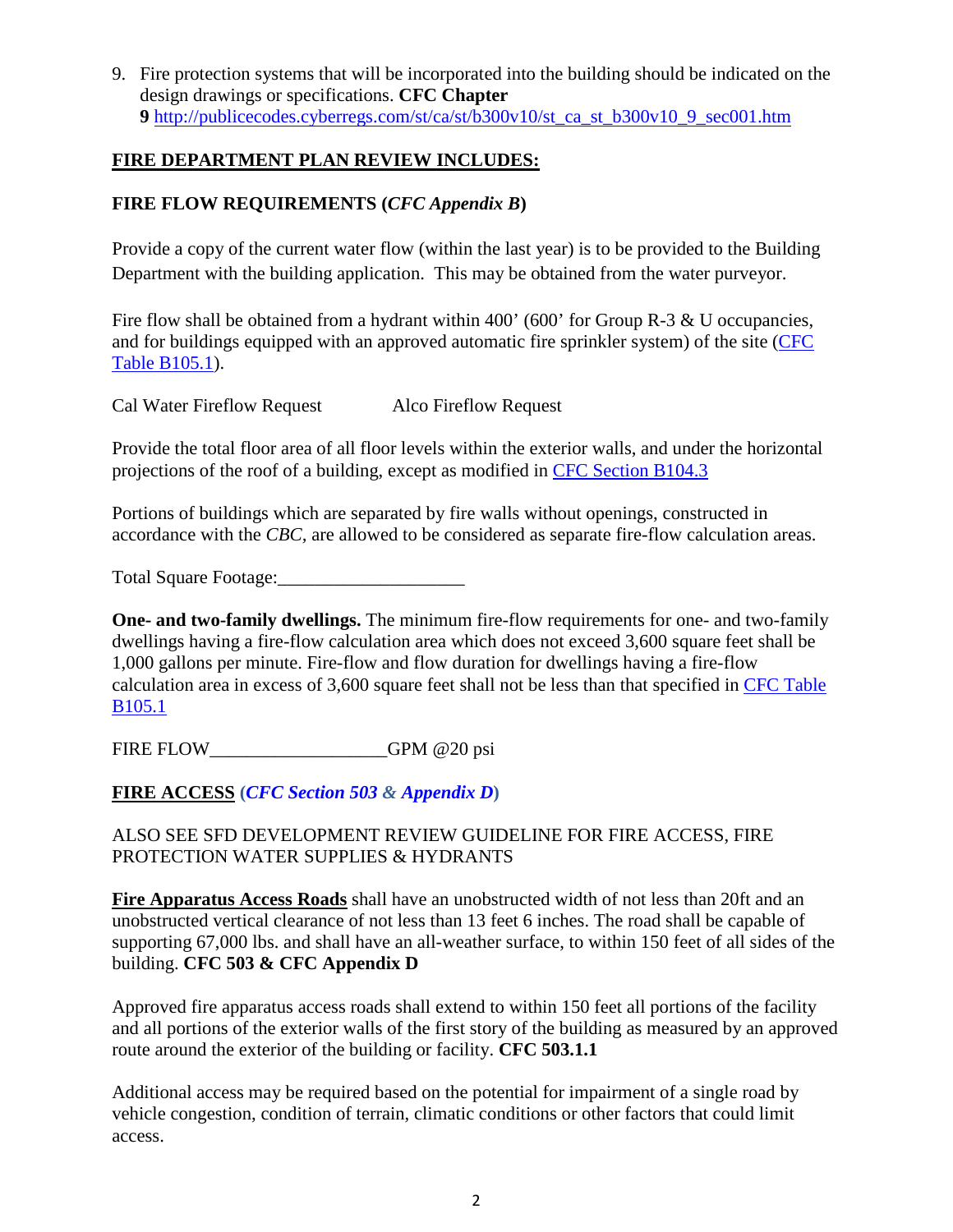9. Fire protection systems that will be incorporated into the building should be indicated on the design drawings or specifications. **CFC Chapter 9** http://publicecodes.cyberregs.com/st/ca/st/b300v10/st_ca_st_b300v10_9_sec001.htm

**FIRE DEPARTMENT PLAN REVIEW INCLUDES:**

**FIRE FLOW REQUIREMENTS (*CFC Appendix B*)**

Provide a copy of the current water flow (within the last year) is to be provided to the Building Department with the building application. This may be obtained from the water purveyor.

Fire flow shall be obtained from a hydrant within 400' (600' for Group R-3 & U occupancies, and for buildings equipped with an approved automatic fire sprinkler system) of the site (CFC Table B105.1).

Cal Water Fireflow Request Alco Fireflow Request

Provide the total floor area of all floor levels within the exterior walls, and under the horizontal projections of the roof of a building, except as modified in CFC Section B104.3

Portions of buildings which are separated by fire walls without openings, constructed in accordance with the *CBC*, are allowed to be considered as separate fire-flow calculation areas.

Total Square Footage:____________________

**One- and two-family dwellings.** The minimum fire-flow requirements for one- and two-family dwellings having a fire-flow calculation area which does not exceed 3,600 square feet shall be 1,000 gallons per minute. Fire-flow and flow duration for dwellings having a fire-flow calculation area in excess of 3,600 square feet shall not be less than that specified in CFC Table B105.1

FIRE FLOW___________________GPM @20 psi

**FIRE ACCESS (*CFC Section 503 & Appendix D*)**

ALSO SEE SFD DEVELOPMENT REVIEW GUIDELINE FOR FIRE ACCESS, FIRE PROTECTION WATER SUPPLIES & HYDRANTS

**Fire Apparatus Access Roads** shall have an unobstructed width of not less than 20ft and an unobstructed vertical clearance of not less than 13 feet 6 inches. The road shall be capable of supporting 67,000 lbs. and shall have an all-weather surface, to within 150 feet of all sides of the building. **CFC 503 & CFC Appendix D**

Approved fire apparatus access roads shall extend to within 150 feet all portions of the facility and all portions of the exterior walls of the first story of the building as measured by an approved route around the exterior of the building or facility. **CFC 503.1.1**

Additional access may be required based on the potential for impairment of a single road by vehicle congestion, condition of terrain, climatic conditions or other factors that could limit access.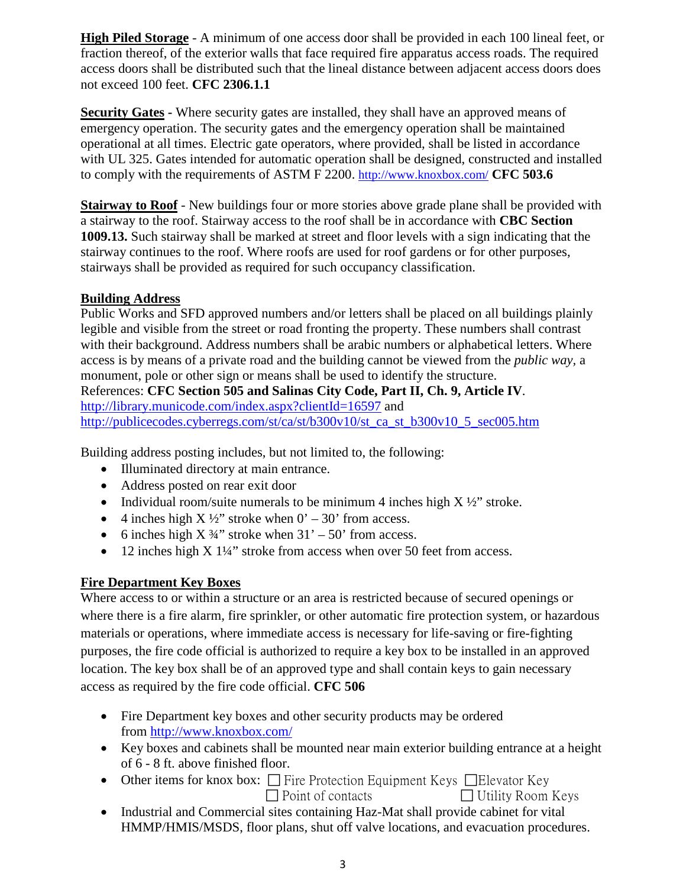**High Piled Storage** - A minimum of one access door shall be provided in each 100 lineal feet, or fraction thereof, of the exterior walls that face required fire apparatus access roads. The required access doors shall be distributed such that the lineal distance between adjacent access doors does not exceed 100 feet. **CFC 2306.1.1**

**Security Gates -** Where security gates are installed, they shall have an approved means of emergency operation. The security gates and the emergency operation shall be maintained operational at all times. Electric gate operators, where provided, shall be listed in accordance with UL 325. Gates intended for automatic operation shall be designed, constructed and installed to comply with the requirements of ASTM F 2200. http://www.knoxbox.com/ **CFC 503.6**

**Stairway to Roof** - New buildings four or more stories above grade plane shall be provided with a stairway to the roof. Stairway access to the roof shall be in accordance with **CBC Section 1009.13.** Such stairway shall be marked at street and floor levels with a sign indicating that the stairway continues to the roof. Where roofs are used for roof gardens or for other purposes, stairways shall be provided as required for such occupancy classification.

**Building Address**

Public Works and SFD approved numbers and/or letters shall be placed on all buildings plainly legible and visible from the street or road fronting the property. These numbers shall contrast with their background. Address numbers shall be arabic numbers or alphabetical letters. Where access is by means of a private road and the building cannot be viewed from the *public way*, a monument, pole or other sign or means shall be used to identify the structure.
References: **CFC Section 505 and Salinas City Code, Part II, Ch. 9, Article IV**.
http://library.municode.com/index.aspx?clientId=16597 and
http://publicecodes.cyberregs.com/st/ca/st/b300v10/st_ca_st_b300v10_5_sec005.htm

Building address posting includes, but not limited to, the following:

- Illuminated directory at main entrance.
- Address posted on rear exit door
- Individual room/suite numerals to be minimum 4 inches high X ½" stroke.
- 4 inches high X ½" stroke when 0' – 30' from access.
- 6 inches high X ¾" stroke when 31' – 50' from access.
- 12 inches high X 1¼" stroke from access when over 50 feet from access.

**Fire Department Key Boxes**

Where access to or within a structure or an area is restricted because of secured openings or where there is a fire alarm, fire sprinkler, or other automatic fire protection system, or hazardous materials or operations, where immediate access is necessary for life-saving or fire-fighting purposes, the fire code official is authorized to require a key box to be installed in an approved location. The key box shall be of an approved type and shall contain keys to gain necessary access as required by the fire code official. **CFC 506**

- Fire Department key boxes and other security products may be ordered from http://www.knoxbox.com/
- Key boxes and cabinets shall be mounted near main exterior building entrance at a height of 6 - 8 ft. above finished floor.
- Other items for knox box: ☐ Fire Protection Equipment Keys ☐ Elevator Key ☐ Point of contacts ☐ Utility Room Keys
- Industrial and Commercial sites containing Haz-Mat shall provide cabinet for vital HMMP/HMIS/MSDS, floor plans, shut off valve locations, and evacuation procedures.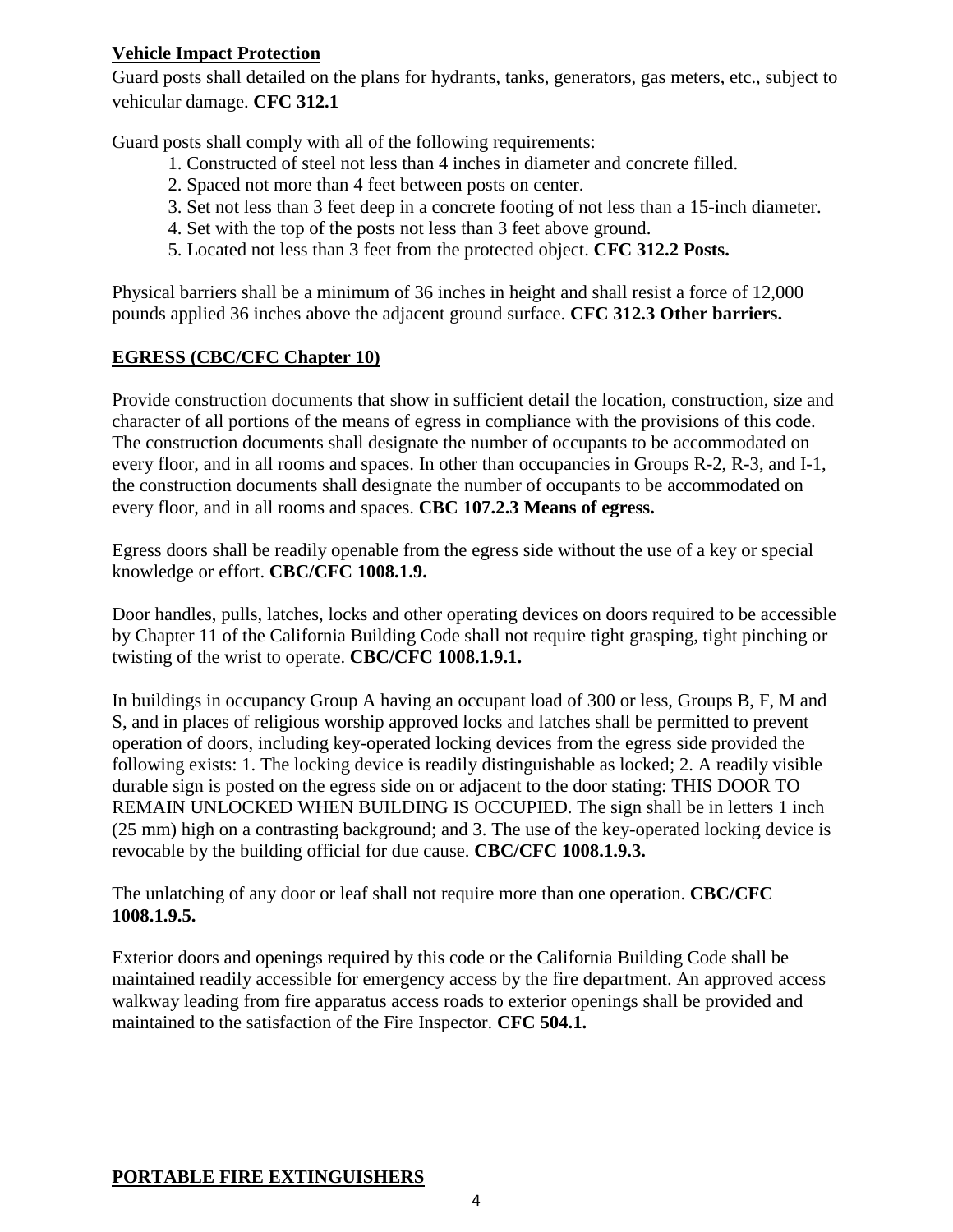**Vehicle Impact Protection**

Guard posts shall detailed on the plans for hydrants, tanks, generators, gas meters, etc., subject to vehicular damage. **CFC 312.1**

Guard posts shall comply with all of the following requirements:

1. Constructed of steel not less than 4 inches in diameter and concrete filled.
2. Spaced not more than 4 feet between posts on center.
3. Set not less than 3 feet deep in a concrete footing of not less than a 15-inch diameter.
4. Set with the top of the posts not less than 3 feet above ground.
5. Located not less than 3 feet from the protected object. **CFC 312.2 Posts.**

Physical barriers shall be a minimum of 36 inches in height and shall resist a force of 12,000 pounds applied 36 inches above the adjacent ground surface. **CFC 312.3 Other barriers.**

**EGRESS (CBC/CFC Chapter 10)**

Provide construction documents that show in sufficient detail the location, construction, size and character of all portions of the means of egress in compliance with the provisions of this code. The construction documents shall designate the number of occupants to be accommodated on every floor, and in all rooms and spaces. In other than occupancies in Groups R-2, R-3, and I-1, the construction documents shall designate the number of occupants to be accommodated on every floor, and in all rooms and spaces. **CBC 107.2.3 Means of egress.**

Egress doors shall be readily openable from the egress side without the use of a key or special knowledge or effort. **CBC/CFC 1008.1.9.**

Door handles, pulls, latches, locks and other operating devices on doors required to be accessible by Chapter 11 of the California Building Code shall not require tight grasping, tight pinching or twisting of the wrist to operate. **CBC/CFC 1008.1.9.1.**

In buildings in occupancy Group A having an occupant load of 300 or less, Groups B, F, M and S, and in places of religious worship approved locks and latches shall be permitted to prevent operation of doors, including key-operated locking devices from the egress side provided the following exists: 1. The locking device is readily distinguishable as locked; 2. A readily visible durable sign is posted on the egress side on or adjacent to the door stating: THIS DOOR TO REMAIN UNLOCKED WHEN BUILDING IS OCCUPIED. The sign shall be in letters 1 inch (25 mm) high on a contrasting background; and 3. The use of the key-operated locking device is revocable by the building official for due cause. **CBC/CFC 1008.1.9.3.**

The unlatching of any door or leaf shall not require more than one operation. **CBC/CFC 1008.1.9.5.**

Exterior doors and openings required by this code or the California Building Code shall be maintained readily accessible for emergency access by the fire department. An approved access walkway leading from fire apparatus access roads to exterior openings shall be provided and maintained to the satisfaction of the Fire Inspector. **CFC 504.1.**

**PORTABLE FIRE EXTINGUISHERS**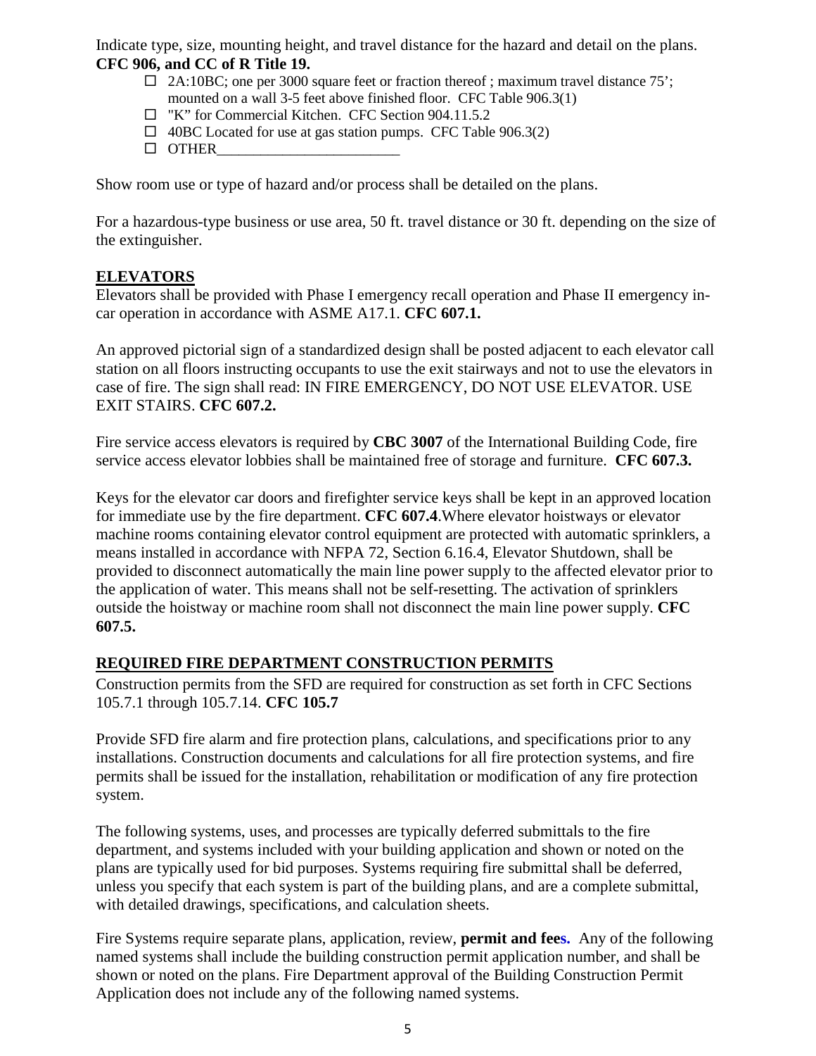Indicate type, size, mounting height, and travel distance for the hazard and detail on the plans. **CFC 906, and CC of R Title 19.**

- ☐ 2A:10BC; one per 3000 square feet or fraction thereof ; maximum travel distance 75'; mounted on a wall 3-5 feet above finished floor. CFC Table 906.3(1)
- ☐ "K" for Commercial Kitchen. CFC Section 904.11.5.2
- ☐ 40BC Located for use at gas station pumps. CFC Table 906.3(2)
- ☐ OTHER__________________________

Show room use or type of hazard and/or process shall be detailed on the plans.

For a hazardous-type business or use area, 50 ft. travel distance or 30 ft. depending on the size of the extinguisher.

## ELEVATORS

Elevators shall be provided with Phase I emergency recall operation and Phase II emergency in-car operation in accordance with ASME A17.1. **CFC 607.1.**

An approved pictorial sign of a standardized design shall be posted adjacent to each elevator call station on all floors instructing occupants to use the exit stairways and not to use the elevators in case of fire. The sign shall read: IN FIRE EMERGENCY, DO NOT USE ELEVATOR. USE EXIT STAIRS. **CFC 607.2.**

Fire service access elevators is required by **CBC 3007** of the International Building Code, fire service access elevator lobbies shall be maintained free of storage and furniture. **CFC 607.3.**

Keys for the elevator car doors and firefighter service keys shall be kept in an approved location for immediate use by the fire department. **CFC 607.4**.Where elevator hoistways or elevator machine rooms containing elevator control equipment are protected with automatic sprinklers, a means installed in accordance with NFPA 72, Section 6.16.4, Elevator Shutdown, shall be provided to disconnect automatically the main line power supply to the affected elevator prior to the application of water. This means shall not be self-resetting. The activation of sprinklers outside the hoistway or machine room shall not disconnect the main line power supply. **CFC 607.5.**

## REQUIRED FIRE DEPARTMENT CONSTRUCTION PERMITS

Construction permits from the SFD are required for construction as set forth in CFC Sections 105.7.1 through 105.7.14. **CFC 105.7**

Provide SFD fire alarm and fire protection plans, calculations, and specifications prior to any installations. Construction documents and calculations for all fire protection systems, and fire permits shall be issued for the installation, rehabilitation or modification of any fire protection system.

The following systems, uses, and processes are typically deferred submittals to the fire department, and systems included with your building application and shown or noted on the plans are typically used for bid purposes. Systems requiring fire submittal shall be deferred, unless you specify that each system is part of the building plans, and are a complete submittal, with detailed drawings, specifications, and calculation sheets.

Fire Systems require separate plans, application, review, **permit and fees.** Any of the following named systems shall include the building construction permit application number, and shall be shown or noted on the plans. Fire Department approval of the Building Construction Permit Application does not include any of the following named systems.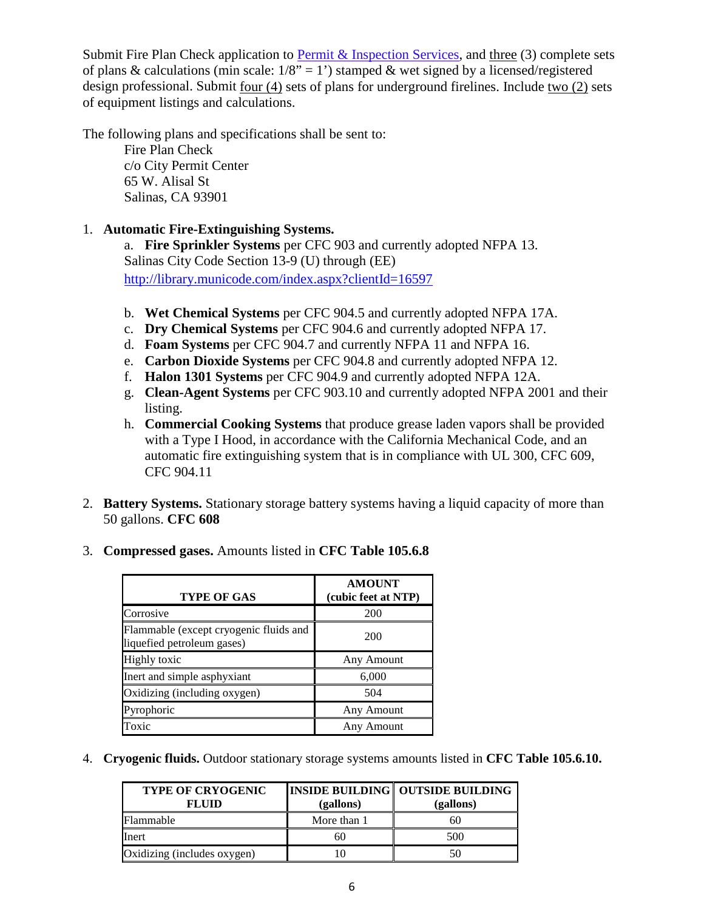Submit Fire Plan Check application to [Permit & Inspection Services](), and three (3) complete sets of plans & calculations (min scale: 1/8" = 1') stamped & wet signed by a licensed/registered design professional. Submit four (4) sets of plans for underground firelines. Include two (2) sets of equipment listings and calculations.

The following plans and specifications shall be sent to:

Fire Plan Check  
c/o City Permit Center  
65 W. Alisal St  
Salinas, CA 93901

1. **Automatic Fire-Extinguishing Systems.**
   a. **Fire Sprinkler Systems** per CFC 903 and currently adopted NFPA 13. Salinas City Code Section 13-9 (U) through (EE) http://library.municode.com/index.aspx?clientId=16597

   b. **Wet Chemical Systems** per CFC 904.5 and currently adopted NFPA 17A.
   c. **Dry Chemical Systems** per CFC 904.6 and currently adopted NFPA 17.
   d. **Foam Systems** per CFC 904.7 and currently NFPA 11 and NFPA 16.
   e. **Carbon Dioxide Systems** per CFC 904.8 and currently adopted NFPA 12.
   f. **Halon 1301 Systems** per CFC 904.9 and currently adopted NFPA 12A.
   g. **Clean-Agent Systems** per CFC 903.10 and currently adopted NFPA 2001 and their listing.
   h. **Commercial Cooking Systems** that produce grease laden vapors shall be provided with a Type I Hood, in accordance with the California Mechanical Code, and an automatic fire extinguishing system that is in compliance with UL 300, CFC 609, CFC 904.11

2. **Battery Systems.** Stationary storage battery systems having a liquid capacity of more than 50 gallons. **CFC 608**

3. **Compressed gases.** Amounts listed in **CFC Table 105.6.8**

| TYPE OF GAS | AMOUNT (cubic feet at NTP) |
|---|---|
| Corrosive | 200 |
| Flammable (except cryogenic fluids and liquefied petroleum gases) | 200 |
| Highly toxic | Any Amount |
| Inert and simple asphyxiant | 6,000 |
| Oxidizing (including oxygen) | 504 |
| Pyrophoric | Any Amount |
| Toxic | Any Amount |

4. **Cryogenic fluids.** Outdoor stationary storage systems amounts listed in **CFC Table 105.6.10.**

| TYPE OF CRYOGENIC FLUID | INSIDE BUILDING (gallons) | OUTSIDE BUILDING (gallons) |
|---|---|---|
| Flammable | More than 1 | 60 |
| Inert | 60 | 500 |
| Oxidizing (includes oxygen) | 10 | 50 |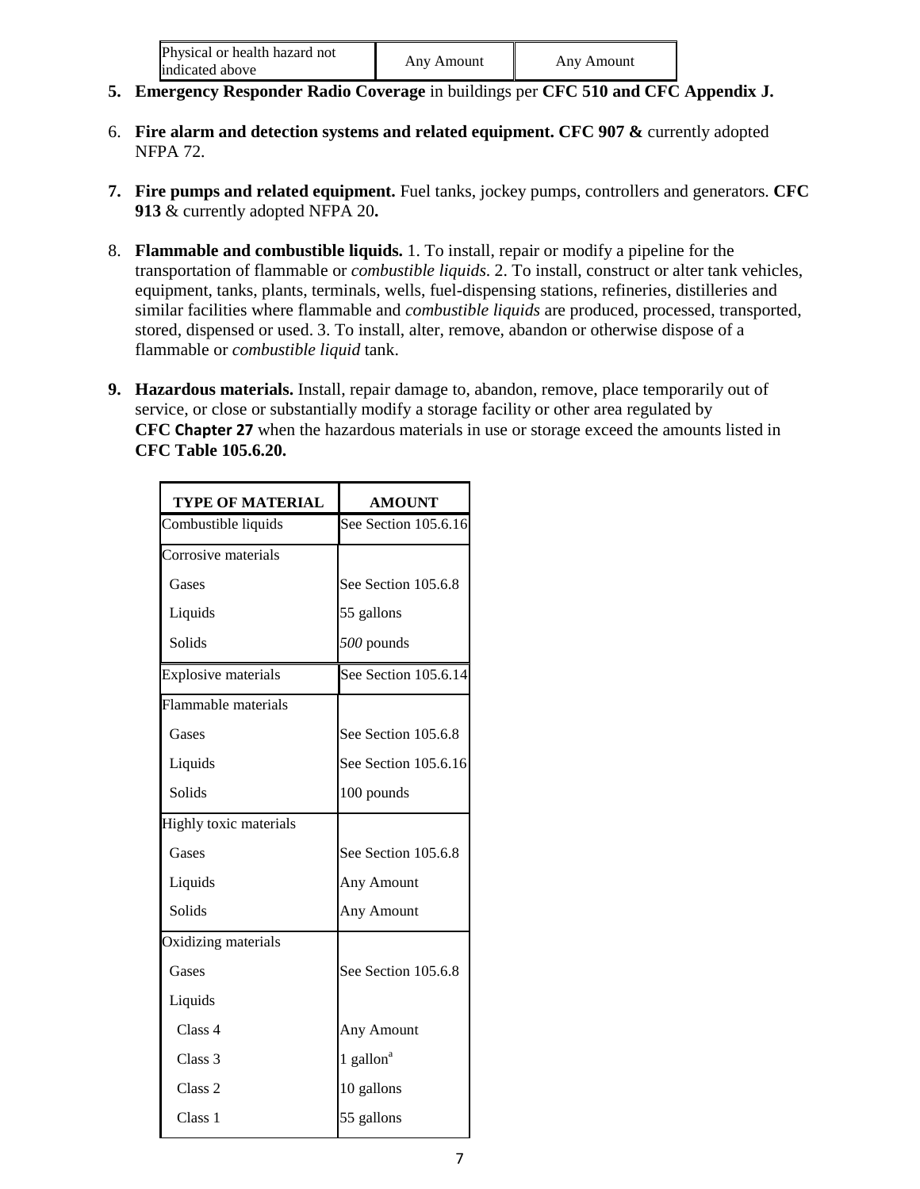| Physical or health hazard not indicated above | Any Amount | Any Amount |
|---|---|---|

5. **Emergency Responder Radio Coverage** in buildings per **CFC 510 and CFC Appendix J.**

6. **Fire alarm and detection systems and related equipment. CFC 907 &** currently adopted NFPA 72.

7. **Fire pumps and related equipment.** Fuel tanks, jockey pumps, controllers and generators. **CFC 913** & currently adopted NFPA 20**.**

8. **Flammable and combustible liquids.** 1. To install, repair or modify a pipeline for the transportation of flammable or *combustible liquids*. 2. To install, construct or alter tank vehicles, equipment, tanks, plants, terminals, wells, fuel-dispensing stations, refineries, distilleries and similar facilities where flammable and *combustible liquids* are produced, processed, transported, stored, dispensed or used. 3. To install, alter, remove, abandon or otherwise dispose of a flammable or *combustible liquid* tank.

9. **Hazardous materials.** Install, repair damage to, abandon, remove, place temporarily out of service, or close or substantially modify a storage facility or other area regulated by **CFC Chapter 27** when the hazardous materials in use or storage exceed the amounts listed in **CFC Table 105.6.20.**

| TYPE OF MATERIAL | AMOUNT |
|---|---|
| Combustible liquids | See Section 105.6.16 |
| Corrosive materials | |
| Gases | See Section 105.6.8 |
| Liquids | 55 gallons |
| Solids | *500* pounds |
| Explosive materials | See Section 105.6.14 |
| Flammable materials | |
| Gases | See Section 105.6.8 |
| Liquids | See Section 105.6.16 |
| Solids | 100 pounds |
| Highly toxic materials | |
| Gases | See Section 105.6.8 |
| Liquids | Any Amount |
| Solids | Any Amount |
| Oxidizing materials | |
| Gases | See Section 105.6.8 |
| Liquids | |
| Class 4 | Any Amount |
| Class 3 | 1 gallon[a] |
| Class 2 | 10 gallons |
| Class 1 | 55 gallons |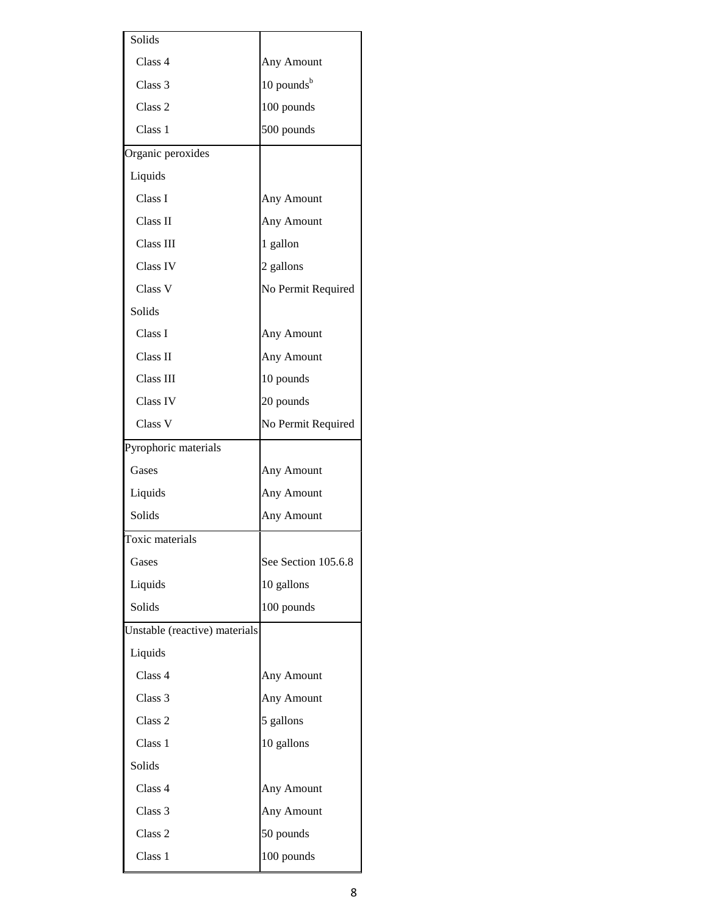| | |
|---|---|
| Solids | |
| Class 4 | Any Amount |
| Class 3 | 10 pounds[b] |
| Class 2 | 100 pounds |
| Class 1 | 500 pounds |
| Organic peroxides | |
| Liquids | |
| Class I | Any Amount |
| Class II | Any Amount |
| Class III | 1 gallon |
| Class IV | 2 gallons |
| Class V | No Permit Required |
| Solids | |
| Class I | Any Amount |
| Class II | Any Amount |
| Class III | 10 pounds |
| Class IV | 20 pounds |
| Class V | No Permit Required |
| Pyrophoric materials | |
| Gases | Any Amount |
| Liquids | Any Amount |
| Solids | Any Amount |
| Toxic materials | |
| Gases | See Section 105.6.8 |
| Liquids | 10 gallons |
| Solids | 100 pounds |
| Unstable (reactive) materials | |
| Liquids | |
| Class 4 | Any Amount |
| Class 3 | Any Amount |
| Class 2 | 5 gallons |
| Class 1 | 10 gallons |
| Solids | |
| Class 4 | Any Amount |
| Class 3 | Any Amount |
| Class 2 | 50 pounds |
| Class 1 | 100 pounds |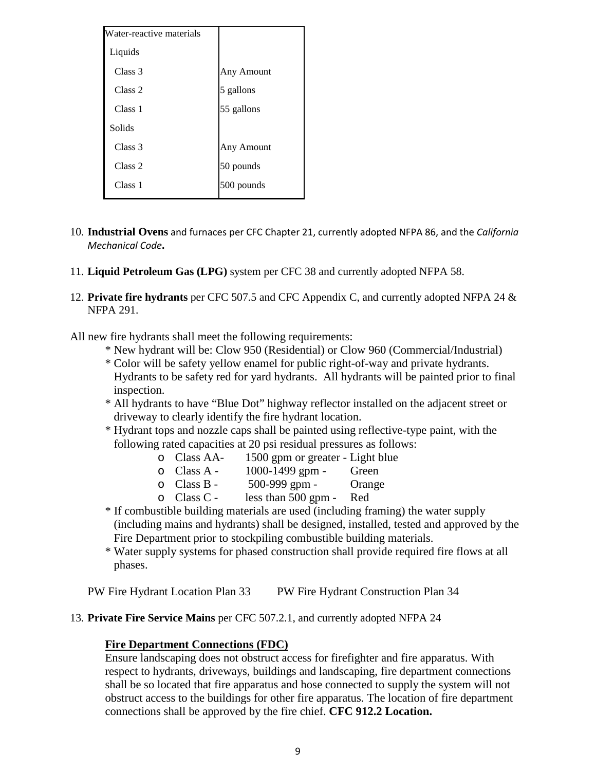| Water-reactive materials | |
|---|---|
| Liquids | |
| Class 3 | Any Amount |
| Class 2 | 5 gallons |
| Class 1 | 55 gallons |
| Solids | |
| Class 3 | Any Amount |
| Class 2 | 50 pounds |
| Class 1 | 500 pounds |

10. **Industrial Ovens** and furnaces per CFC Chapter 21, currently adopted NFPA 86, and the *California Mechanical Code***.**

11. **Liquid Petroleum Gas (LPG)** system per CFC 38 and currently adopted NFPA 58.

12. **Private fire hydrants** per CFC 507.5 and CFC Appendix C, and currently adopted NFPA 24 & NFPA 291.

All new fire hydrants shall meet the following requirements:

- * New hydrant will be: Clow 950 (Residential) or Clow 960 (Commercial/Industrial)
- * Color will be safety yellow enamel for public right-of-way and private hydrants. Hydrants to be safety red for yard hydrants. All hydrants will be painted prior to final inspection.
- * All hydrants to have "Blue Dot" highway reflector installed on the adjacent street or driveway to clearly identify the fire hydrant location.
- * Hydrant tops and nozzle caps shall be painted using reflective-type paint, with the following rated capacities at 20 psi residual pressures as follows:
  - Class AA- 1500 gpm or greater - Light blue
  - Class A - 1000-1499 gpm - Green
  - Class B - 500-999 gpm - Orange
  - Class C - less than 500 gpm - Red
- * If combustible building materials are used (including framing) the water supply (including mains and hydrants) shall be designed, installed, tested and approved by the Fire Department prior to stockpiling combustible building materials.
- * Water supply systems for phased construction shall provide required fire flows at all phases.

PW Fire Hydrant Location Plan 33 PW Fire Hydrant Construction Plan 34

13. **Private Fire Service Mains** per CFC 507.2.1, and currently adopted NFPA 24

**Fire Department Connections (FDC)**

Ensure landscaping does not obstruct access for firefighter and fire apparatus. With respect to hydrants, driveways, buildings and landscaping, fire department connections shall be so located that fire apparatus and hose connected to supply the system will not obstruct access to the buildings for other fire apparatus. The location of fire department connections shall be approved by the fire chief. **CFC 912.2 Location.**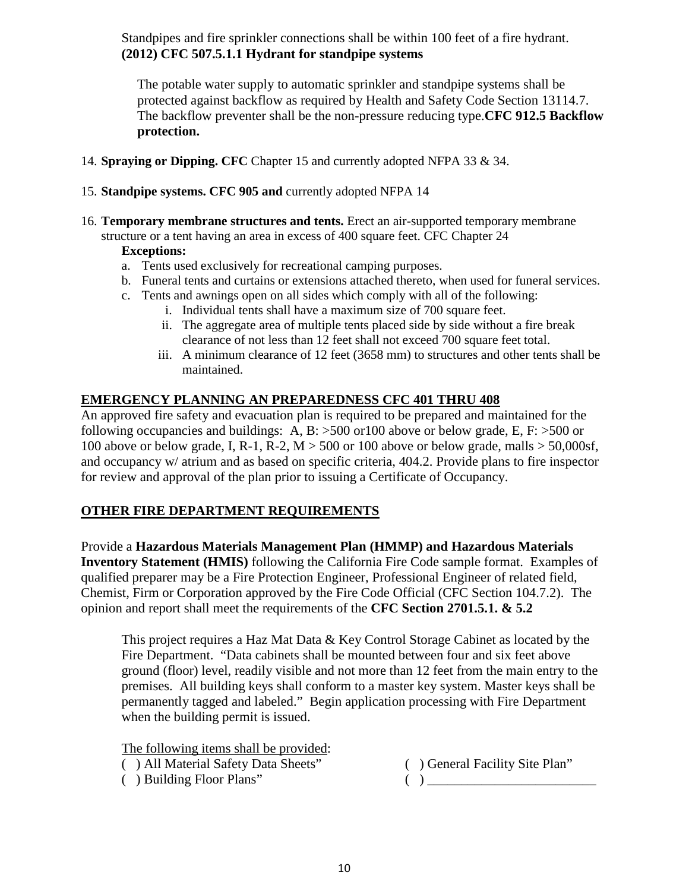Standpipes and fire sprinkler connections shall be within 100 feet of a fire hydrant. **(2012) CFC 507.5.1.1 Hydrant for standpipe systems**

The potable water supply to automatic sprinkler and standpipe systems shall be protected against backflow as required by Health and Safety Code Section 13114.7. The backflow preventer shall be the non-pressure reducing type.**CFC 912.5 Backflow protection.**

14. **Spraying or Dipping. CFC** Chapter 15 and currently adopted NFPA 33 & 34.

15. **Standpipe systems. CFC 905 and** currently adopted NFPA 14

16. **Temporary membrane structures and tents.** Erect an air-supported temporary membrane structure or a tent having an area in excess of 400 square feet. CFC Chapter 24

    **Exceptions:**

    a. Tents used exclusively for recreational camping purposes.
    b. Funeral tents and curtains or extensions attached thereto, when used for funeral services.
    c. Tents and awnings open on all sides which comply with all of the following:
        i. Individual tents shall have a maximum size of 700 square feet.
        ii. The aggregate area of multiple tents placed side by side without a fire break clearance of not less than 12 feet shall not exceed 700 square feet total.
        iii. A minimum clearance of 12 feet (3658 mm) to structures and other tents shall be maintained.

## EMERGENCY PLANNING AN PREPAREDNESS CFC 401 THRU 408

An approved fire safety and evacuation plan is required to be prepared and maintained for the following occupancies and buildings: A, B: >500 or100 above or below grade, E, F: >500 or 100 above or below grade, I, R-1, R-2, M > 500 or 100 above or below grade, malls > 50,000sf, and occupancy w/ atrium and as based on specific criteria, 404.2. Provide plans to fire inspector for review and approval of the plan prior to issuing a Certificate of Occupancy.

## OTHER FIRE DEPARTMENT REQUIREMENTS

Provide a **Hazardous Materials Management Plan (HMMP) and Hazardous Materials Inventory Statement (HMIS)** following the California Fire Code sample format. Examples of qualified preparer may be a Fire Protection Engineer, Professional Engineer of related field, Chemist, Firm or Corporation approved by the Fire Code Official (CFC Section 104.7.2). The opinion and report shall meet the requirements of the **CFC Section 2701.5.1. & 5.2**

This project requires a Haz Mat Data & Key Control Storage Cabinet as located by the Fire Department. "Data cabinets shall be mounted between four and six feet above ground (floor) level, readily visible and not more than 12 feet from the main entry to the premises. All building keys shall conform to a master key system. Master keys shall be permanently tagged and labeled." Begin application processing with Fire Department when the building permit is issued.

<u>The following items shall be provided</u>:

( ) All Material Safety Data Sheets"  
( ) General Facility Site Plan"  
( ) Building Floor Plans"  
( ) _________________________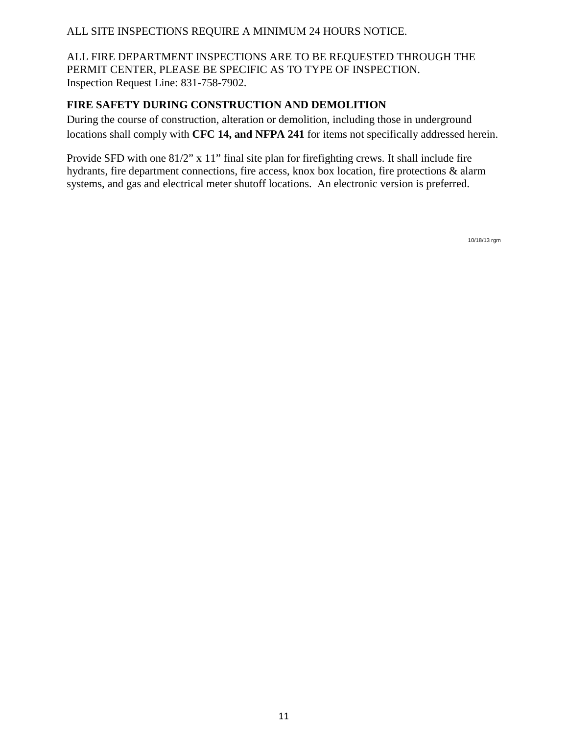ALL SITE INSPECTIONS REQUIRE A MINIMUM 24 HOURS NOTICE.

ALL FIRE DEPARTMENT INSPECTIONS ARE TO BE REQUESTED THROUGH THE PERMIT CENTER, PLEASE BE SPECIFIC AS TO TYPE OF INSPECTION.
Inspection Request Line: 831-758-7902.

**FIRE SAFETY DURING CONSTRUCTION AND DEMOLITION**

During the course of construction, alteration or demolition, including those in underground locations shall comply with **CFC 14, and NFPA 241** for items not specifically addressed herein.

Provide SFD with one 81/2" x 11" final site plan for firefighting crews. It shall include fire hydrants, fire department connections, fire access, knox box location, fire protections & alarm systems, and gas and electrical meter shutoff locations. An electronic version is preferred.

10/18/13 rgm